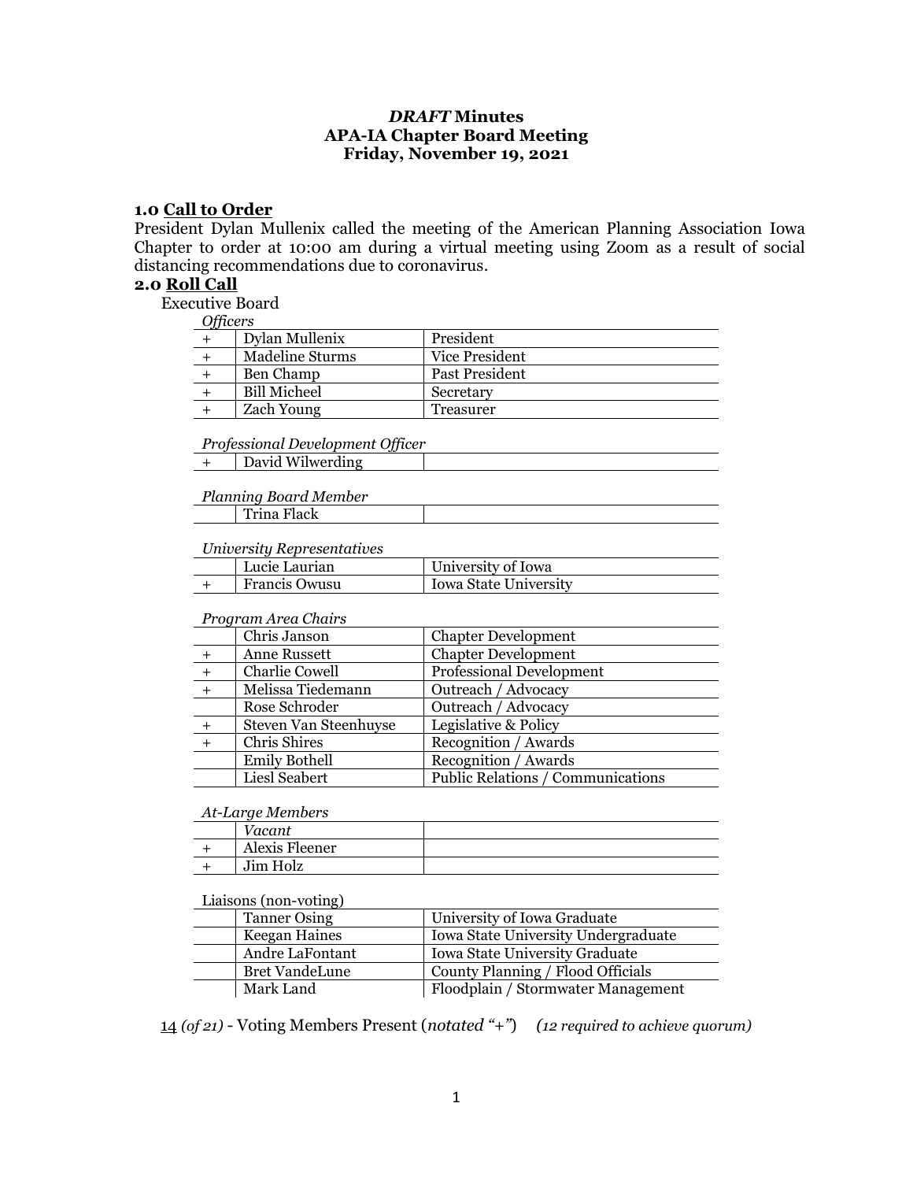# *DRAFT* Minutes
# APA-IA Chapter Board Meeting
# Friday, November 19, 2021

## 1.0 Call to Order

President Dylan Mullenix called the meeting of the American Planning Association Iowa Chapter to order at 10:00 am during a virtual meeting using Zoom as a result of social distancing recommendations due to coronavirus.

## 2.0 Roll Call

Executive Board

*Officers*

| | | |
|---|---|---|
| + | Dylan Mullenix | President |
| + | Madeline Sturms | Vice President |
| + | Ben Champ | Past President |
| + | Bill Micheel | Secretary |
| + | Zach Young | Treasurer |

*Professional Development Officer*

| | | |
|---|---|---|
| + | David Wilwerding | |

*Planning Board Member*

| | | |
|---|---|---|
| | Trina Flack | |

*University Representatives*

| | | |
|---|---|---|
| | Lucie Laurian | University of Iowa |
| + | Francis Owusu | Iowa State University |

*Program Area Chairs*

| | | |
|---|---|---|
| | Chris Janson | Chapter Development |
| + | Anne Russett | Chapter Development |
| + | Charlie Cowell | Professional Development |
| + | Melissa Tiedemann | Outreach / Advocacy |
| | Rose Schroder | Outreach / Advocacy |
| + | Steven Van Steenhuyse | Legislative & Policy |
| + | Chris Shires | Recognition / Awards |
| | Emily Bothell | Recognition / Awards |
| | Liesl Seabert | Public Relations / Communications |

*At-Large Members*

| | | |
|---|---|---|
| | *Vacant* | |
| + | Alexis Fleener | |
| + | Jim Holz | |

Liaisons (non-voting)

| | | |
|---|---|---|
| | Tanner Osing | University of Iowa Graduate |
| | Keegan Haines | Iowa State University Undergraduate |
| | Andre LaFontant | Iowa State University Graduate |
| | Bret VandeLune | County Planning / Flood Officials |
| | Mark Land | Floodplain / Stormwater Management |

14 *(of 21)* - Voting Members Present (*notated "+"*) *(12 required to achieve quorum)*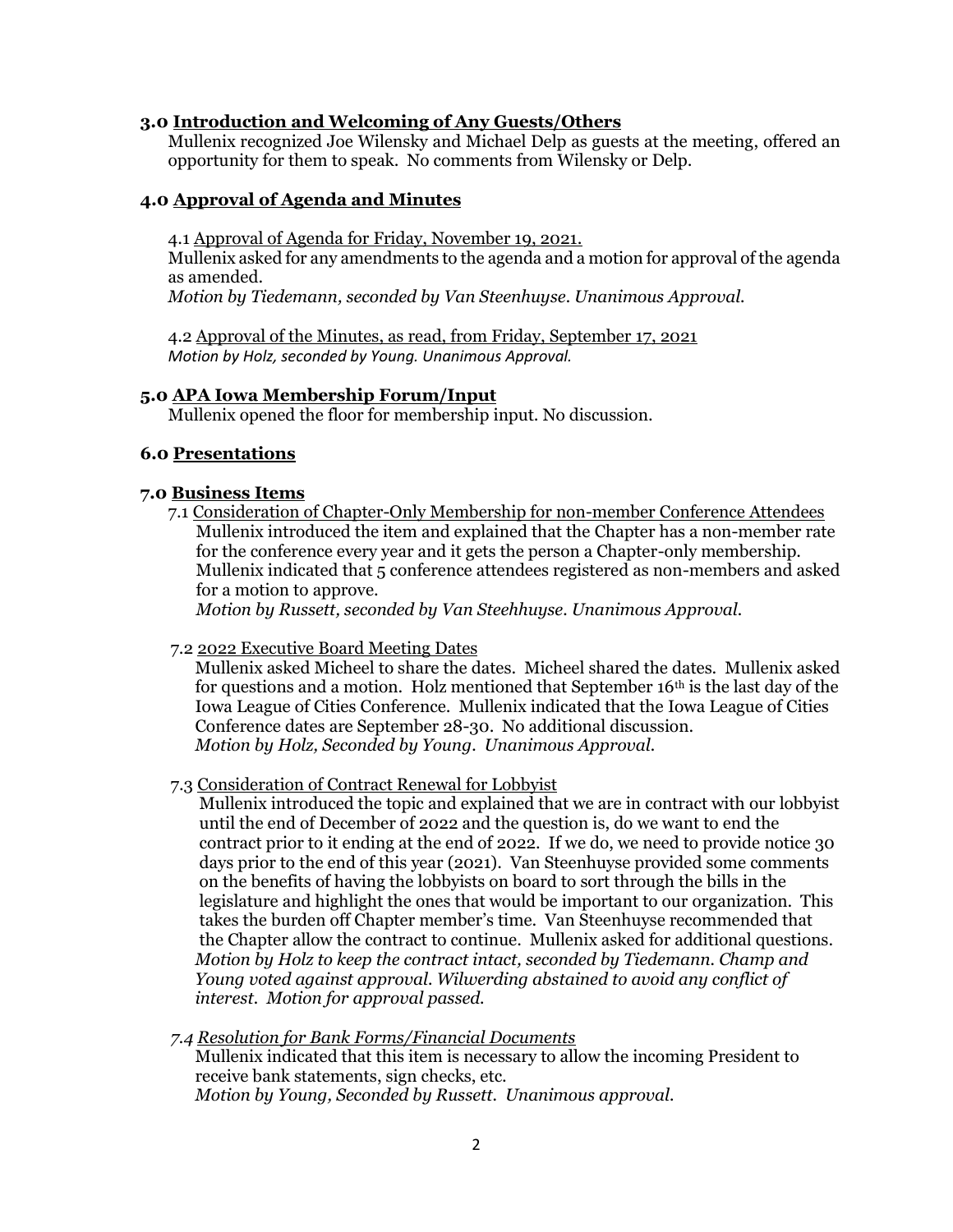### 3.0 Introduction and Welcoming of Any Guests/Others

Mullenix recognized Joe Wilensky and Michael Delp as guests at the meeting, offered an opportunity for them to speak. No comments from Wilensky or Delp.

### 4.0 Approval of Agenda and Minutes

4.1 Approval of Agenda for Friday, November 19, 2021.

Mullenix asked for any amendments to the agenda and a motion for approval of the agenda as amended.

*Motion by Tiedemann, seconded by Van Steenhuyse. Unanimous Approval.*

4.2 Approval of the Minutes, as read, from Friday, September 17, 2021

*Motion by Holz, seconded by Young. Unanimous Approval.*

### 5.0 APA Iowa Membership Forum/Input

Mullenix opened the floor for membership input. No discussion.

### 6.0 Presentations

### 7.0 Business Items

7.1 Consideration of Chapter-Only Membership for non-member Conference Attendees

Mullenix introduced the item and explained that the Chapter has a non-member rate for the conference every year and it gets the person a Chapter-only membership. Mullenix indicated that 5 conference attendees registered as non-members and asked for a motion to approve.

*Motion by Russett, seconded by Van Steehhuyse. Unanimous Approval.*

7.2 2022 Executive Board Meeting Dates

Mullenix asked Micheel to share the dates. Micheel shared the dates. Mullenix asked for questions and a motion. Holz mentioned that September 16th is the last day of the Iowa League of Cities Conference. Mullenix indicated that the Iowa League of Cities Conference dates are September 28-30. No additional discussion.

*Motion by Holz, Seconded by Young. Unanimous Approval.*

7.3 Consideration of Contract Renewal for Lobbyist

Mullenix introduced the topic and explained that we are in contract with our lobbyist until the end of December of 2022 and the question is, do we want to end the contract prior to it ending at the end of 2022. If we do, we need to provide notice 30 days prior to the end of this year (2021). Van Steenhuyse provided some comments on the benefits of having the lobbyists on board to sort through the bills in the legislature and highlight the ones that would be important to our organization. This takes the burden off Chapter member's time. Van Steenhuyse recommended that the Chapter allow the contract to continue. Mullenix asked for additional questions.

*Motion by Holz to keep the contract intact, seconded by Tiedemann. Champ and Young voted against approval. Wilwerding abstained to avoid any conflict of interest. Motion for approval passed.*

*7.4 Resolution for Bank Forms/Financial Documents*

Mullenix indicated that this item is necessary to allow the incoming President to receive bank statements, sign checks, etc.

*Motion by Young, Seconded by Russett. Unanimous approval.*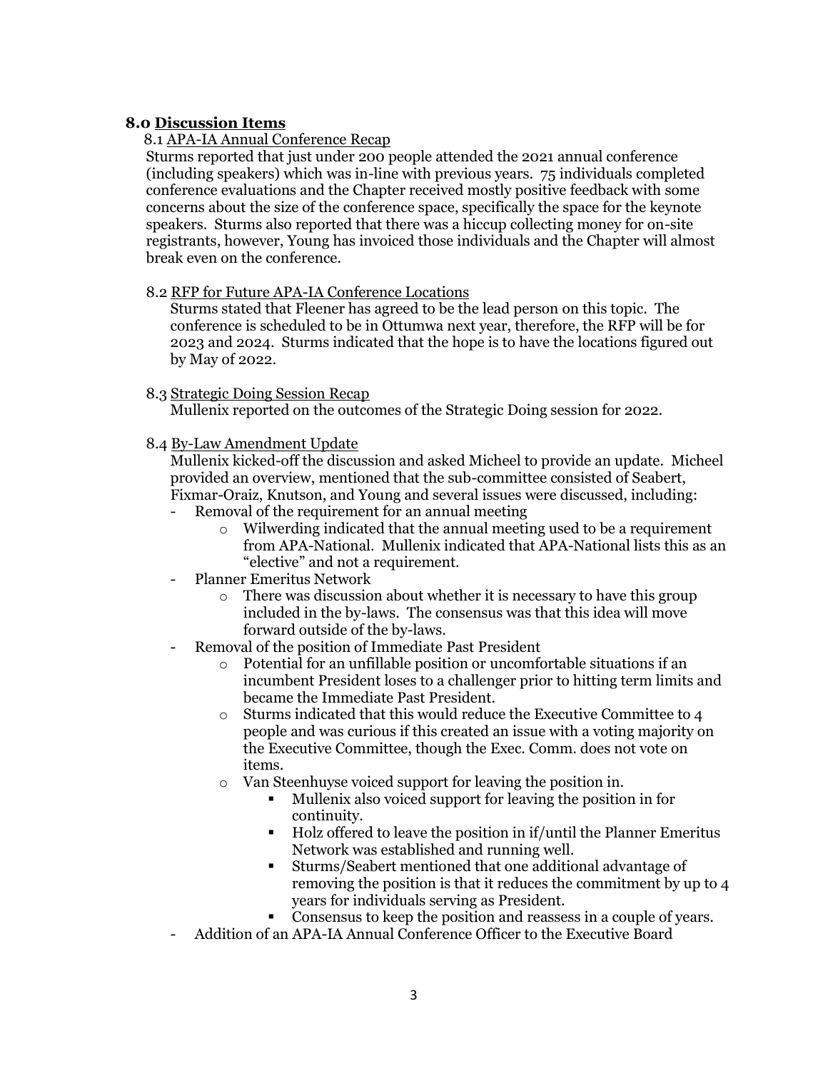## 8.0 Discussion Items

### 8.1 APA-IA Annual Conference Recap

Sturms reported that just under 200 people attended the 2021 annual conference (including speakers) which was in-line with previous years. 75 individuals completed conference evaluations and the Chapter received mostly positive feedback with some concerns about the size of the conference space, specifically the space for the keynote speakers. Sturms also reported that there was a hiccup collecting money for on-site registrants, however, Young has invoiced those individuals and the Chapter will almost break even on the conference.

### 8.2 RFP for Future APA-IA Conference Locations

Sturms stated that Fleener has agreed to be the lead person on this topic. The conference is scheduled to be in Ottumwa next year, therefore, the RFP will be for 2023 and 2024. Sturms indicated that the hope is to have the locations figured out by May of 2022.

### 8.3 Strategic Doing Session Recap

Mullenix reported on the outcomes of the Strategic Doing session for 2022.

### 8.4 By-Law Amendment Update

Mullenix kicked-off the discussion and asked Micheel to provide an update. Micheel provided an overview, mentioned that the sub-committee consisted of Seabert, Fixmar-Oraiz, Knutson, and Young and several issues were discussed, including:

- Removal of the requirement for an annual meeting
  - Wilwerding indicated that the annual meeting used to be a requirement from APA-National. Mullenix indicated that APA-National lists this as an "elective" and not a requirement.
- Planner Emeritus Network
  - There was discussion about whether it is necessary to have this group included in the by-laws. The consensus was that this idea will move forward outside of the by-laws.
- Removal of the position of Immediate Past President
  - Potential for an unfillable position or uncomfortable situations if an incumbent President loses to a challenger prior to hitting term limits and became the Immediate Past President.
  - Sturms indicated that this would reduce the Executive Committee to 4 people and was curious if this created an issue with a voting majority on the Executive Committee, though the Exec. Comm. does not vote on items.
  - Van Steenhuyse voiced support for leaving the position in.
    - Mullenix also voiced support for leaving the position in for continuity.
    - Holz offered to leave the position in if/until the Planner Emeritus Network was established and running well.
    - Sturms/Seabert mentioned that one additional advantage of removing the position is that it reduces the commitment by up to 4 years for individuals serving as President.
    - Consensus to keep the position and reassess in a couple of years.
- Addition of an APA-IA Annual Conference Officer to the Executive Board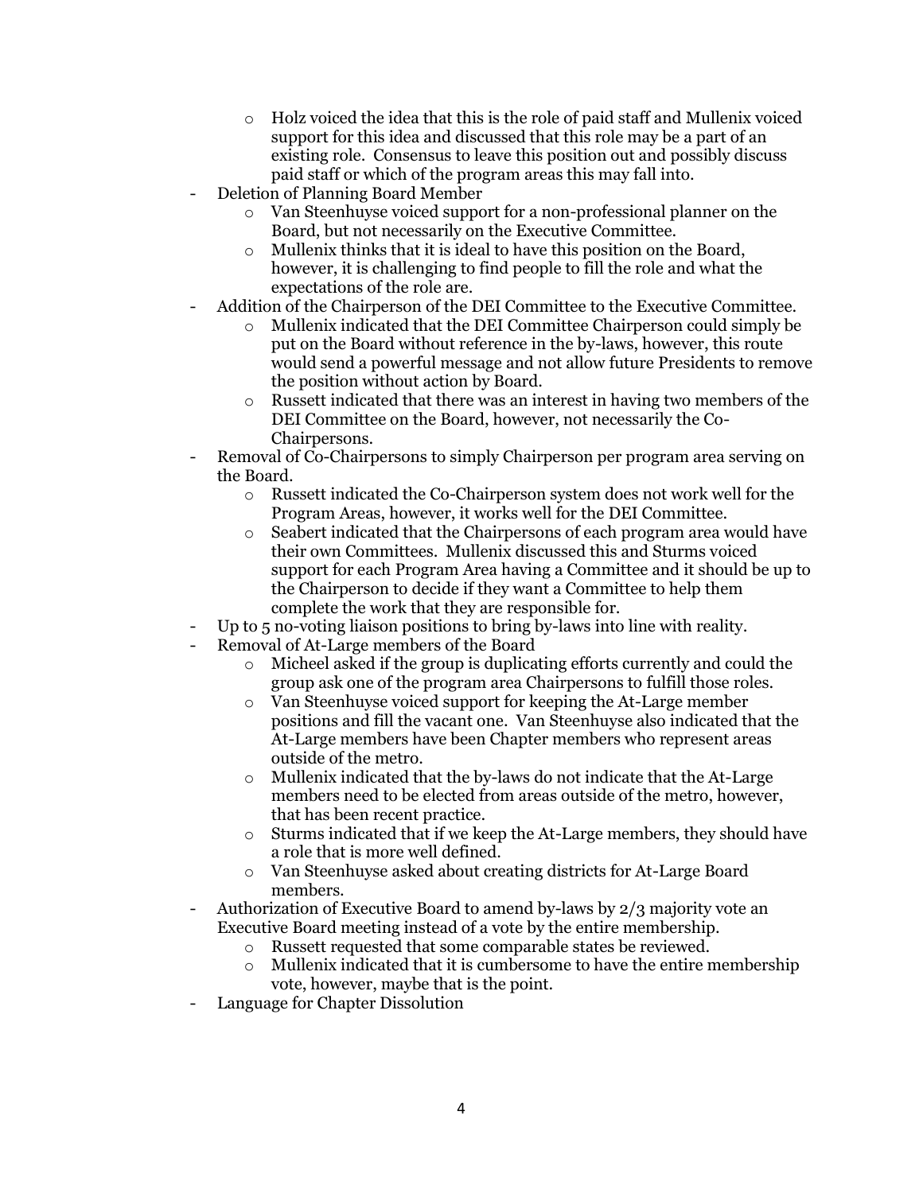- Holz voiced the idea that this is the role of paid staff and Mullenix voiced support for this idea and discussed that this role may be a part of an existing role. Consensus to leave this position out and possibly discuss paid staff or which of the program areas this may fall into.
- Deletion of Planning Board Member
  - Van Steenhuyse voiced support for a non-professional planner on the Board, but not necessarily on the Executive Committee.
  - Mullenix thinks that it is ideal to have this position on the Board, however, it is challenging to find people to fill the role and what the expectations of the role are.
- Addition of the Chairperson of the DEI Committee to the Executive Committee.
  - Mullenix indicated that the DEI Committee Chairperson could simply be put on the Board without reference in the by-laws, however, this route would send a powerful message and not allow future Presidents to remove the position without action by Board.
  - Russett indicated that there was an interest in having two members of the DEI Committee on the Board, however, not necessarily the Co-Chairpersons.
- Removal of Co-Chairpersons to simply Chairperson per program area serving on the Board.
  - Russett indicated the Co-Chairperson system does not work well for the Program Areas, however, it works well for the DEI Committee.
  - Seabert indicated that the Chairpersons of each program area would have their own Committees. Mullenix discussed this and Sturms voiced support for each Program Area having a Committee and it should be up to the Chairperson to decide if they want a Committee to help them complete the work that they are responsible for.
- Up to 5 no-voting liaison positions to bring by-laws into line with reality.
- Removal of At-Large members of the Board
  - Micheel asked if the group is duplicating efforts currently and could the group ask one of the program area Chairpersons to fulfill those roles.
  - Van Steenhuyse voiced support for keeping the At-Large member positions and fill the vacant one. Van Steenhuyse also indicated that the At-Large members have been Chapter members who represent areas outside of the metro.
  - Mullenix indicated that the by-laws do not indicate that the At-Large members need to be elected from areas outside of the metro, however, that has been recent practice.
  - Sturms indicated that if we keep the At-Large members, they should have a role that is more well defined.
  - Van Steenhuyse asked about creating districts for At-Large Board members.
- Authorization of Executive Board to amend by-laws by 2/3 majority vote an Executive Board meeting instead of a vote by the entire membership.
  - Russett requested that some comparable states be reviewed.
  - Mullenix indicated that it is cumbersome to have the entire membership vote, however, maybe that is the point.
- Language for Chapter Dissolution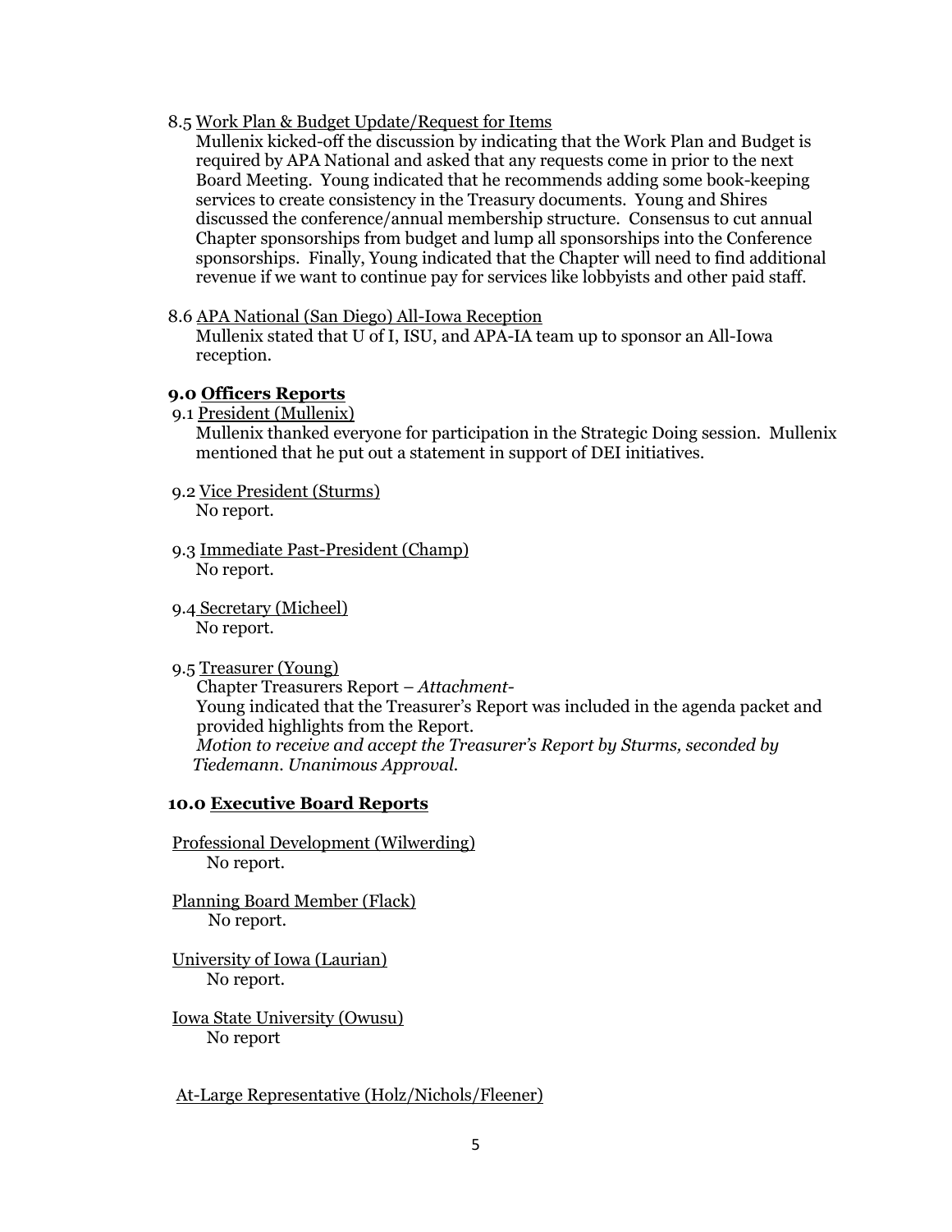8.5 Work Plan & Budget Update/Request for Items

Mullenix kicked-off the discussion by indicating that the Work Plan and Budget is required by APA National and asked that any requests come in prior to the next Board Meeting. Young indicated that he recommends adding some book-keeping services to create consistency in the Treasury documents. Young and Shires discussed the conference/annual membership structure. Consensus to cut annual Chapter sponsorships from budget and lump all sponsorships into the Conference sponsorships. Finally, Young indicated that the Chapter will need to find additional revenue if we want to continue pay for services like lobbyists and other paid staff.

8.6 APA National (San Diego) All-Iowa Reception

Mullenix stated that U of I, ISU, and APA-IA team up to sponsor an All-Iowa reception.

## 9.0 Officers Reports

9.1 President (Mullenix)

Mullenix thanked everyone for participation in the Strategic Doing session. Mullenix mentioned that he put out a statement in support of DEI initiatives.

9.2 Vice President (Sturms)

No report.

9.3 Immediate Past-President (Champ)

No report.

9.4 Secretary (Micheel)

No report.

9.5 Treasurer (Young)

Chapter Treasurers Report – *Attachment-*

Young indicated that the Treasurer's Report was included in the agenda packet and provided highlights from the Report.

*Motion to receive and accept the Treasurer's Report by Sturms, seconded by Tiedemann. Unanimous Approval.*

## 10.0 Executive Board Reports

Professional Development (Wilwerding)

No report.

Planning Board Member (Flack)

No report.

University of Iowa (Laurian)

No report.

Iowa State University (Owusu)

No report

At-Large Representative (Holz/Nichols/Fleener)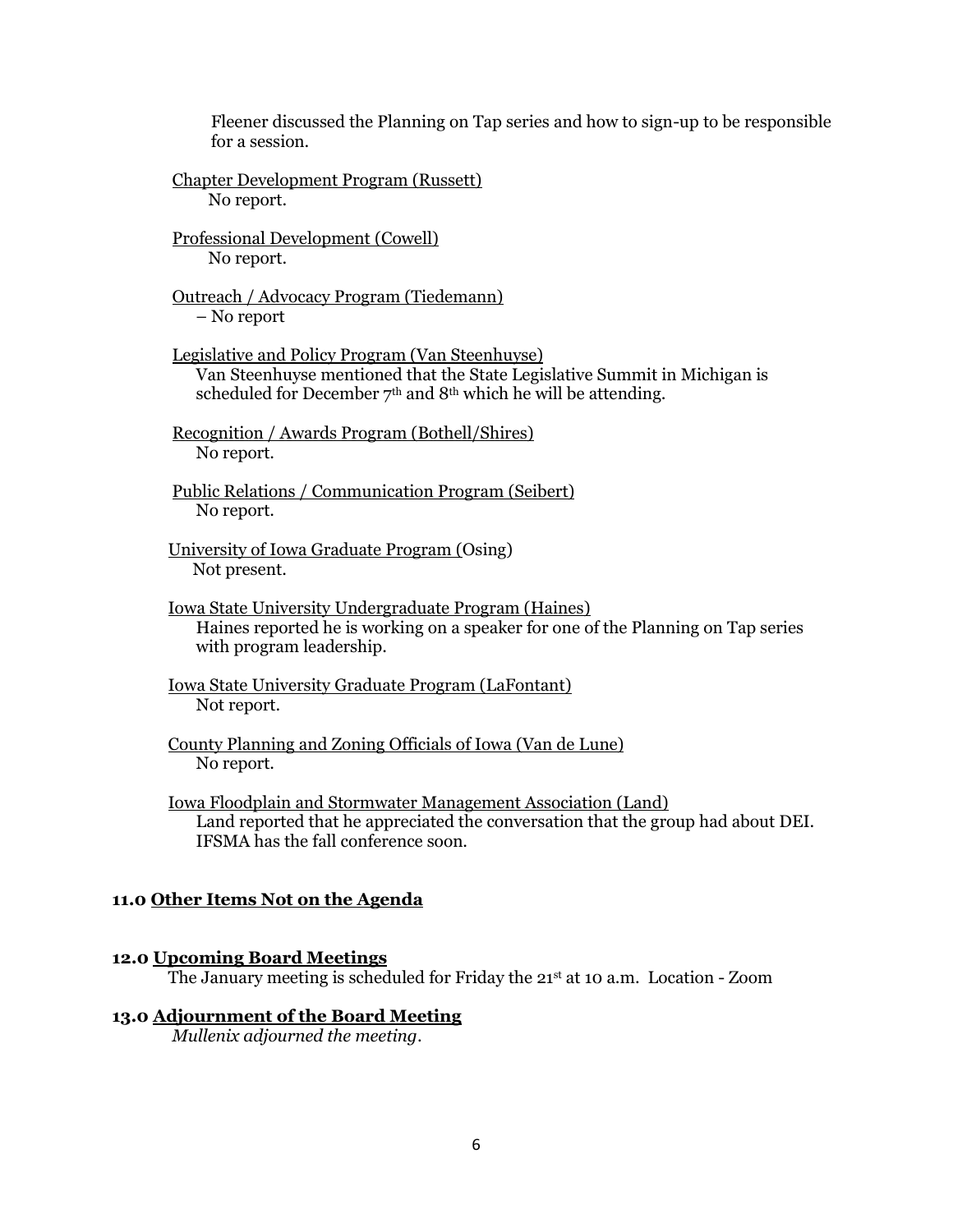Fleener discussed the Planning on Tap series and how to sign-up to be responsible for a session.

Chapter Development Program (Russett)
No report.

Professional Development (Cowell)
No report.

Outreach / Advocacy Program (Tiedemann)
– No report

Legislative and Policy Program (Van Steenhuyse)
Van Steenhuyse mentioned that the State Legislative Summit in Michigan is scheduled for December 7th and 8th which he will be attending.

Recognition / Awards Program (Bothell/Shires)
No report.

Public Relations / Communication Program (Seibert)
No report.

University of Iowa Graduate Program (Osing)
Not present.

Iowa State University Undergraduate Program (Haines)
Haines reported he is working on a speaker for one of the Planning on Tap series with program leadership.

Iowa State University Graduate Program (LaFontant)
Not report.

County Planning and Zoning Officials of Iowa (Van de Lune)
No report.

Iowa Floodplain and Stormwater Management Association (Land)
Land reported that he appreciated the conversation that the group had about DEI. IFSMA has the fall conference soon.

**11.0 Other Items Not on the Agenda**

**12.0 Upcoming Board Meetings**

The January meeting is scheduled for Friday the 21st at 10 a.m. Location - Zoom

**13.0 Adjournment of the Board Meeting**

*Mullenix adjourned the meeting*.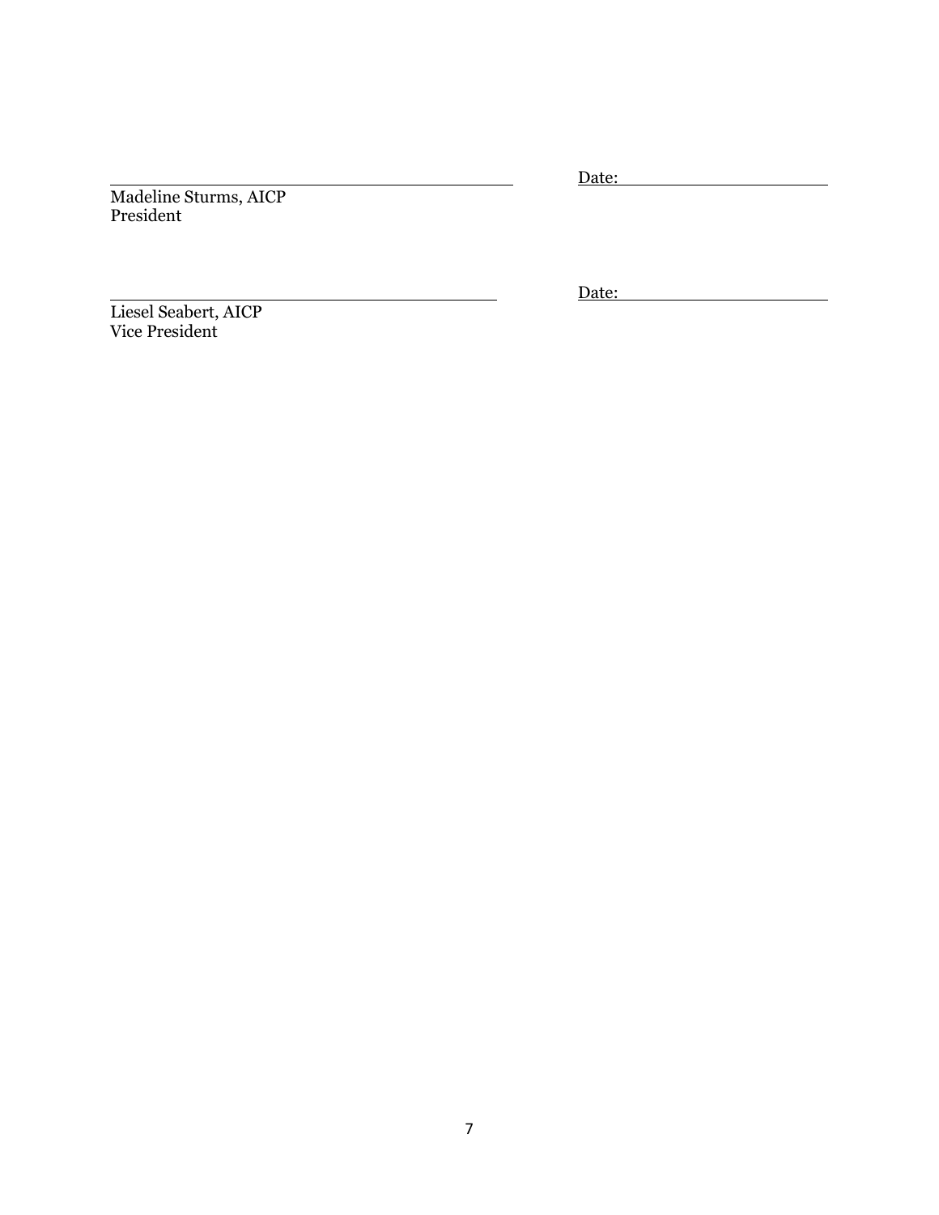\_\_\_\_\_\_\_\_\_\_\_\_\_\_\_\_\_\_\_\_\_\_\_\_\_\_\_\_\_\_\_\_\_\_\_\_\_\_\_\_ Date: \_\_\_\_\_\_\_\_\_\_\_\_\_\_\_\_\_\_\_\_

Madeline Sturms, AICP
President

\_\_\_\_\_\_\_\_\_\_\_\_\_\_\_\_\_\_\_\_\_\_\_\_\_\_\_\_\_\_\_\_\_\_\_\_\_\_\_\_ Date: \_\_\_\_\_\_\_\_\_\_\_\_\_\_\_\_\_\_\_\_

Liesel Seabert, AICP
Vice President